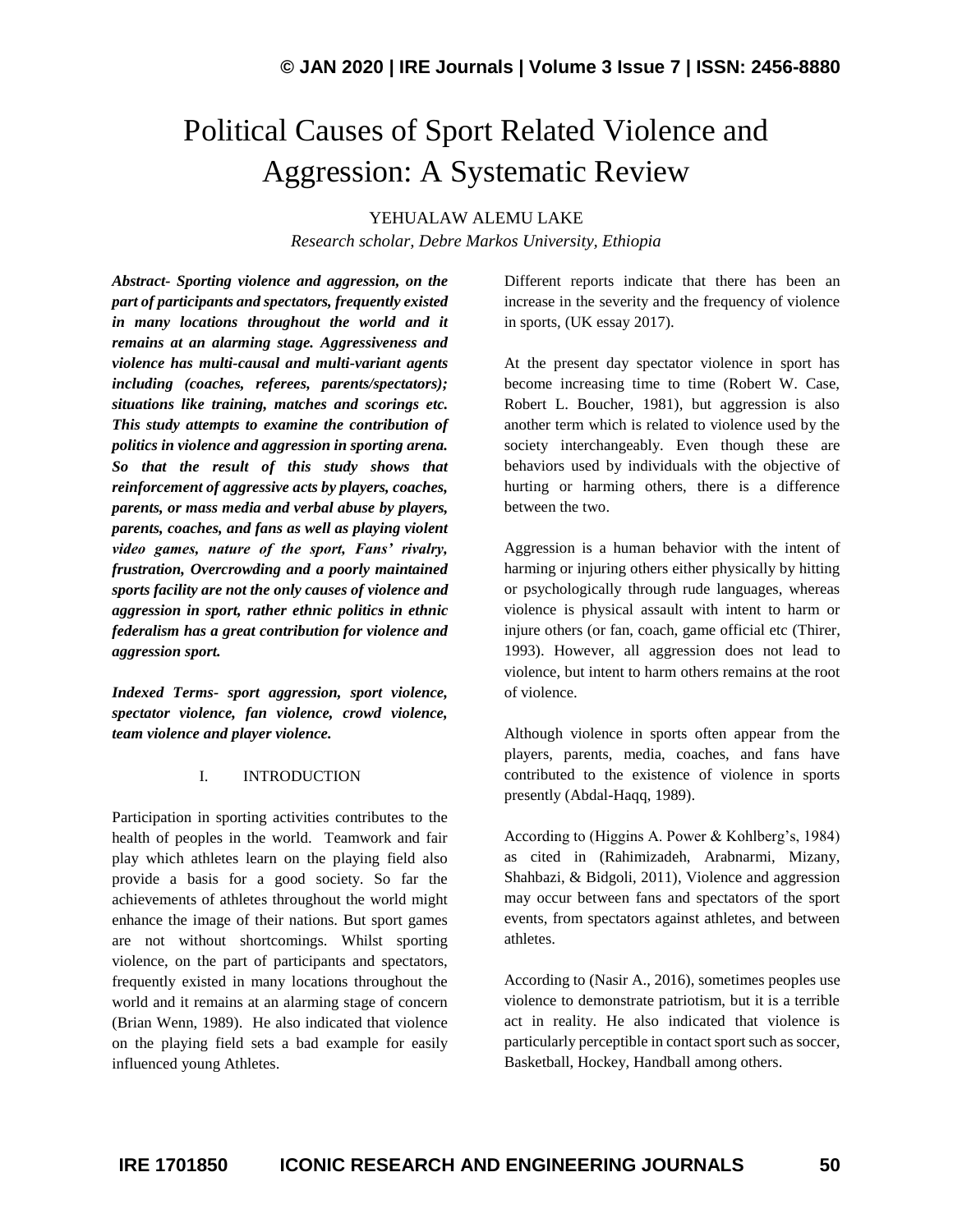# Political Causes of Sport Related Violence and Aggression: A Systematic Review

YEHUALAW ALEMU LAKE

*Research scholar, Debre Markos University, Ethiopia*

***Abstract-** Sporting violence and aggression, on the part of participants and spectators, frequently existed in many locations throughout the world and it remains at an alarming stage. Aggressiveness and violence has multi-causal and multi-variant agents including (coaches, referees, parents/spectators); situations like training, matches and scorings etc. This study attempts to examine the contribution of politics in violence and aggression in sporting arena. So that the result of this study shows that reinforcement of aggressive acts by players, coaches, parents, or mass media and verbal abuse by players, parents, coaches, and fans as well as playing violent video games, nature of the sport, Fans' rivalry, frustration, Overcrowding and a poorly maintained sports facility are not the only causes of violence and aggression in sport, rather ethnic politics in ethnic federalism has a great contribution for violence and aggression sport.*

***Indexed Terms-** sport aggression, sport violence, spectator violence, fan violence, crowd violence, team violence and player violence.*

## I. INTRODUCTION

Participation in sporting activities contributes to the health of peoples in the world. Teamwork and fair play which athletes learn on the playing field also provide a basis for a good society. So far the achievements of athletes throughout the world might enhance the image of their nations. But sport games are not without shortcomings. Whilst sporting violence, on the part of participants and spectators, frequently existed in many locations throughout the world and it remains at an alarming stage of concern (Brian Wenn, 1989). He also indicated that violence on the playing field sets a bad example for easily influenced young Athletes.

Different reports indicate that there has been an increase in the severity and the frequency of violence in sports, (UK essay 2017).

At the present day spectator violence in sport has become increasing time to time (Robert W. Case, Robert L. Boucher, 1981), but aggression is also another term which is related to violence used by the society interchangeably. Even though these are behaviors used by individuals with the objective of hurting or harming others, there is a difference between the two.

Aggression is a human behavior with the intent of harming or injuring others either physically by hitting or psychologically through rude languages, whereas violence is physical assault with intent to harm or injure others (or fan, coach, game official etc (Thirer, 1993). However, all aggression does not lead to violence, but intent to harm others remains at the root of violence.

Although violence in sports often appear from the players, parents, media, coaches, and fans have contributed to the existence of violence in sports presently (Abdal-Haqq, 1989).

According to (Higgins A. Power & Kohlberg's, 1984) as cited in (Rahimizadeh, Arabnarmi, Mizany, Shahbazi, & Bidgoli, 2011), Violence and aggression may occur between fans and spectators of the sport events, from spectators against athletes, and between athletes.

According to (Nasir A., 2016), sometimes peoples use violence to demonstrate patriotism, but it is a terrible act in reality. He also indicated that violence is particularly perceptible in contact sport such as soccer, Basketball, Hockey, Handball among others.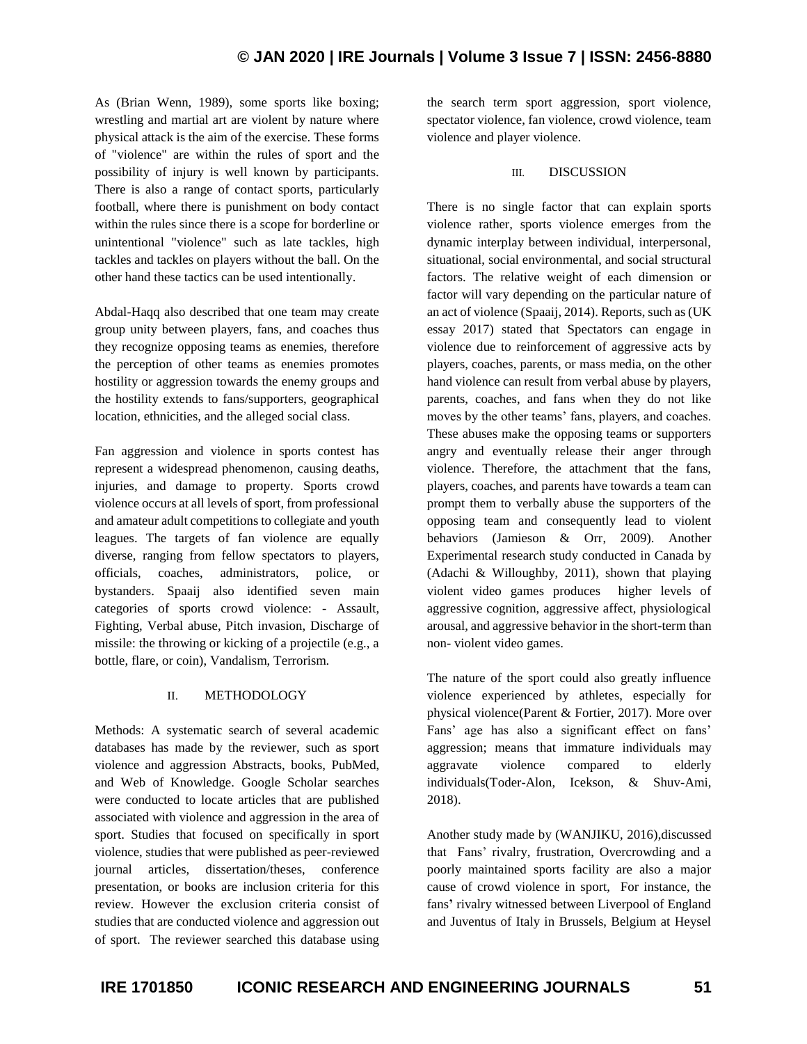As (Brian Wenn, 1989), some sports like boxing; wrestling and martial art are violent by nature where physical attack is the aim of the exercise. These forms of "violence" are within the rules of sport and the possibility of injury is well known by participants. There is also a range of contact sports, particularly football, where there is punishment on body contact within the rules since there is a scope for borderline or unintentional "violence" such as late tackles, high tackles and tackles on players without the ball. On the other hand these tactics can be used intentionally.

Abdal-Haqq also described that one team may create group unity between players, fans, and coaches thus they recognize opposing teams as enemies, therefore the perception of other teams as enemies promotes hostility or aggression towards the enemy groups and the hostility extends to fans/supporters, geographical location, ethnicities, and the alleged social class.

Fan aggression and violence in sports contest has represent a widespread phenomenon, causing deaths, injuries, and damage to property. Sports crowd violence occurs at all levels of sport, from professional and amateur adult competitions to collegiate and youth leagues. The targets of fan violence are equally diverse, ranging from fellow spectators to players, officials, coaches, administrators, police, or bystanders. Spaaij also identified seven main categories of sports crowd violence: - Assault, Fighting, Verbal abuse, Pitch invasion, Discharge of missile: the throwing or kicking of a projectile (e.g., a bottle, flare, or coin), Vandalism, Terrorism.

## II. METHODOLOGY

Methods: A systematic search of several academic databases has made by the reviewer, such as sport violence and aggression Abstracts, books, PubMed, and Web of Knowledge. Google Scholar searches were conducted to locate articles that are published associated with violence and aggression in the area of sport. Studies that focused on specifically in sport violence, studies that were published as peer-reviewed journal articles, dissertation/theses, conference presentation, or books are inclusion criteria for this review. However the exclusion criteria consist of studies that are conducted violence and aggression out of sport. The reviewer searched this database using the search term sport aggression, sport violence, spectator violence, fan violence, crowd violence, team violence and player violence.

## III. DISCUSSION

There is no single factor that can explain sports violence rather, sports violence emerges from the dynamic interplay between individual, interpersonal, situational, social environmental, and social structural factors. The relative weight of each dimension or factor will vary depending on the particular nature of an act of violence (Spaaij, 2014). Reports, such as (UK essay 2017) stated that Spectators can engage in violence due to reinforcement of aggressive acts by players, coaches, parents, or mass media, on the other hand violence can result from verbal abuse by players, parents, coaches, and fans when they do not like moves by the other teams' fans, players, and coaches. These abuses make the opposing teams or supporters angry and eventually release their anger through violence. Therefore, the attachment that the fans, players, coaches, and parents have towards a team can prompt them to verbally abuse the supporters of the opposing team and consequently lead to violent behaviors (Jamieson & Orr, 2009). Another Experimental research study conducted in Canada by (Adachi & Willoughby, 2011), shown that playing violent video games produces higher levels of aggressive cognition, aggressive affect, physiological arousal, and aggressive behavior in the short-term than non- violent video games.

The nature of the sport could also greatly influence violence experienced by athletes, especially for physical violence(Parent & Fortier, 2017). More over Fans' age has also a significant effect on fans' aggression; means that immature individuals may aggravate violence compared to elderly individuals(Toder-Alon, Icekson, & Shuv-Ami, 2018).

Another study made by (WANJIKU, 2016),discussed that Fans' rivalry, frustration, Overcrowding and a poorly maintained sports facility are also a major cause of crowd violence in sport, For instance, the fans' rivalry witnessed between Liverpool of England and Juventus of Italy in Brussels, Belgium at Heysel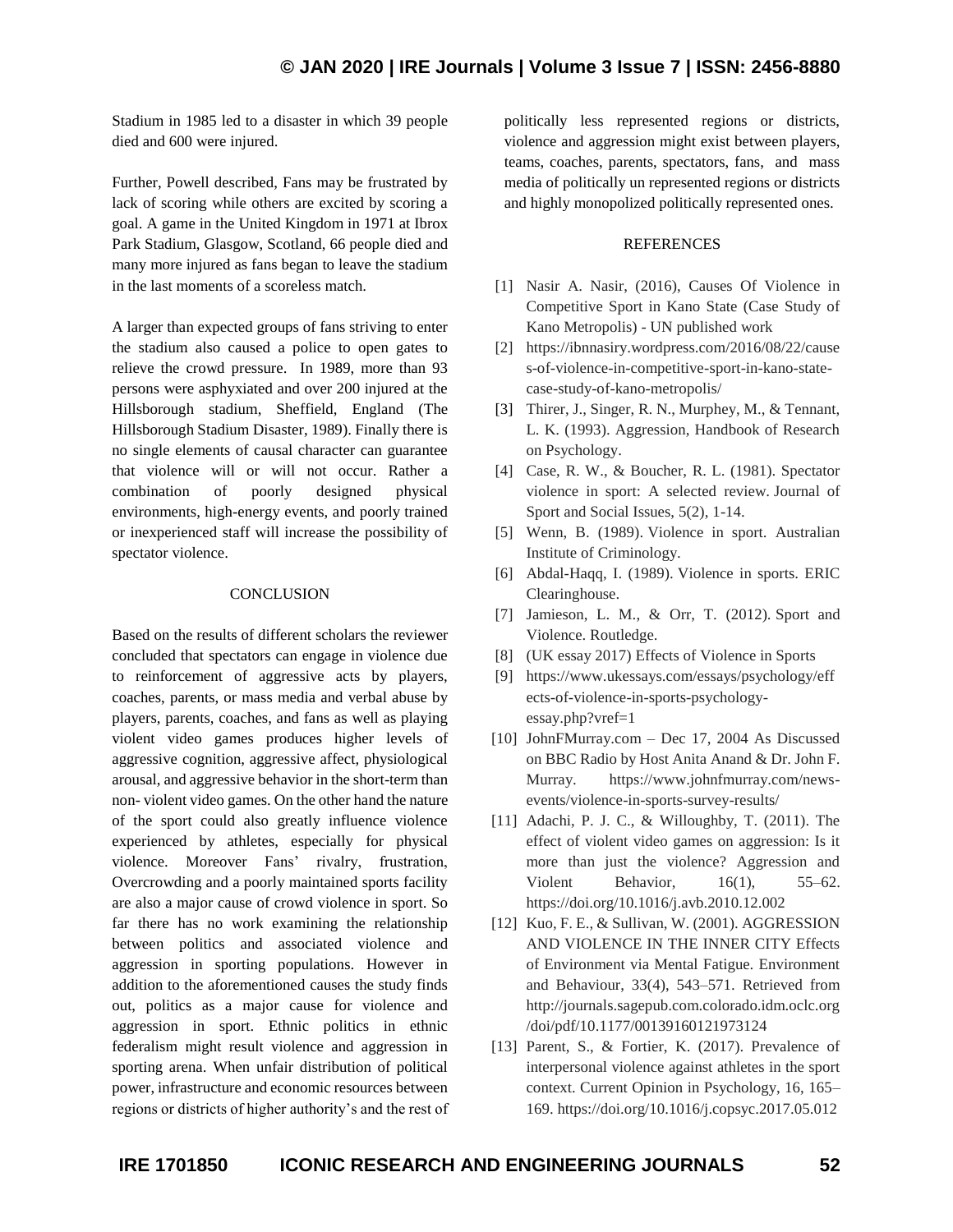Stadium in 1985 led to a disaster in which 39 people died and 600 were injured.

Further, Powell described, Fans may be frustrated by lack of scoring while others are excited by scoring a goal. A game in the United Kingdom in 1971 at Ibrox Park Stadium, Glasgow, Scotland, 66 people died and many more injured as fans began to leave the stadium in the last moments of a scoreless match.

A larger than expected groups of fans striving to enter the stadium also caused a police to open gates to relieve the crowd pressure. In 1989, more than 93 persons were asphyxiated and over 200 injured at the Hillsborough stadium, Sheffield, England (The Hillsborough Stadium Disaster, 1989). Finally there is no single elements of causal character can guarantee that violence will or will not occur. Rather a combination of poorly designed physical environments, high-energy events, and poorly trained or inexperienced staff will increase the possibility of spectator violence.

## CONCLUSION

Based on the results of different scholars the reviewer concluded that spectators can engage in violence due to reinforcement of aggressive acts by players, coaches, parents, or mass media and verbal abuse by players, parents, coaches, and fans as well as playing violent video games produces higher levels of aggressive cognition, aggressive affect, physiological arousal, and aggressive behavior in the short-term than non- violent video games. On the other hand the nature of the sport could also greatly influence violence experienced by athletes, especially for physical violence. Moreover Fans' rivalry, frustration, Overcrowding and a poorly maintained sports facility are also a major cause of crowd violence in sport. So far there has no work examining the relationship between politics and associated violence and aggression in sporting populations. However in addition to the aforementioned causes the study finds out, politics as a major cause for violence and aggression in sport. Ethnic politics in ethnic federalism might result violence and aggression in sporting arena. When unfair distribution of political power, infrastructure and economic resources between regions or districts of higher authority's and the rest of politically less represented regions or districts, violence and aggression might exist between players, teams, coaches, parents, spectators, fans, and mass media of politically un represented regions or districts and highly monopolized politically represented ones.

## REFERENCES

[1] Nasir A. Nasir, (2016), Causes Of Violence in Competitive Sport in Kano State (Case Study of Kano Metropolis) - UN published work

[2] https://ibnnasiry.wordpress.com/2016/08/22/causes-of-violence-in-competitive-sport-in-kano-state-case-study-of-kano-metropolis/

[3] Thirer, J., Singer, R. N., Murphey, M., & Tennant, L. K. (1993). Aggression, Handbook of Research on Psychology.

[4] Case, R. W., & Boucher, R. L. (1981). Spectator violence in sport: A selected review. Journal of Sport and Social Issues, 5(2), 1-14.

[5] Wenn, B. (1989). Violence in sport. Australian Institute of Criminology.

[6] Abdal-Haqq, I. (1989). Violence in sports. ERIC Clearinghouse.

[7] Jamieson, L. M., & Orr, T. (2012). Sport and Violence. Routledge.

[8] (UK essay 2017) Effects of Violence in Sports

[9] https://www.ukessays.com/essays/psychology/effects-of-violence-in-sports-psychology-essay.php?vref=1

[10] JohnFMurray.com – Dec 17, 2004 As Discussed on BBC Radio by Host Anita Anand & Dr. John F. Murray. https://www.johnfmurray.com/news-events/violence-in-sports-survey-results/

[11] Adachi, P. J. C., & Willoughby, T. (2011). The effect of violent video games on aggression: Is it more than just the violence? Aggression and Violent Behavior, 16(1), 55–62. https://doi.org/10.1016/j.avb.2010.12.002

[12] Kuo, F. E., & Sullivan, W. (2001). AGGRESSION AND VIOLENCE IN THE INNER CITY Effects of Environment via Mental Fatigue. Environment and Behaviour, 33(4), 543–571. Retrieved from http://journals.sagepub.com.colorado.idm.oclc.org/doi/pdf/10.1177/00139160121973124

[13] Parent, S., & Fortier, K. (2017). Prevalence of interpersonal violence against athletes in the sport context. Current Opinion in Psychology, 16, 165–169. https://doi.org/10.1016/j.copsyc.2017.05.012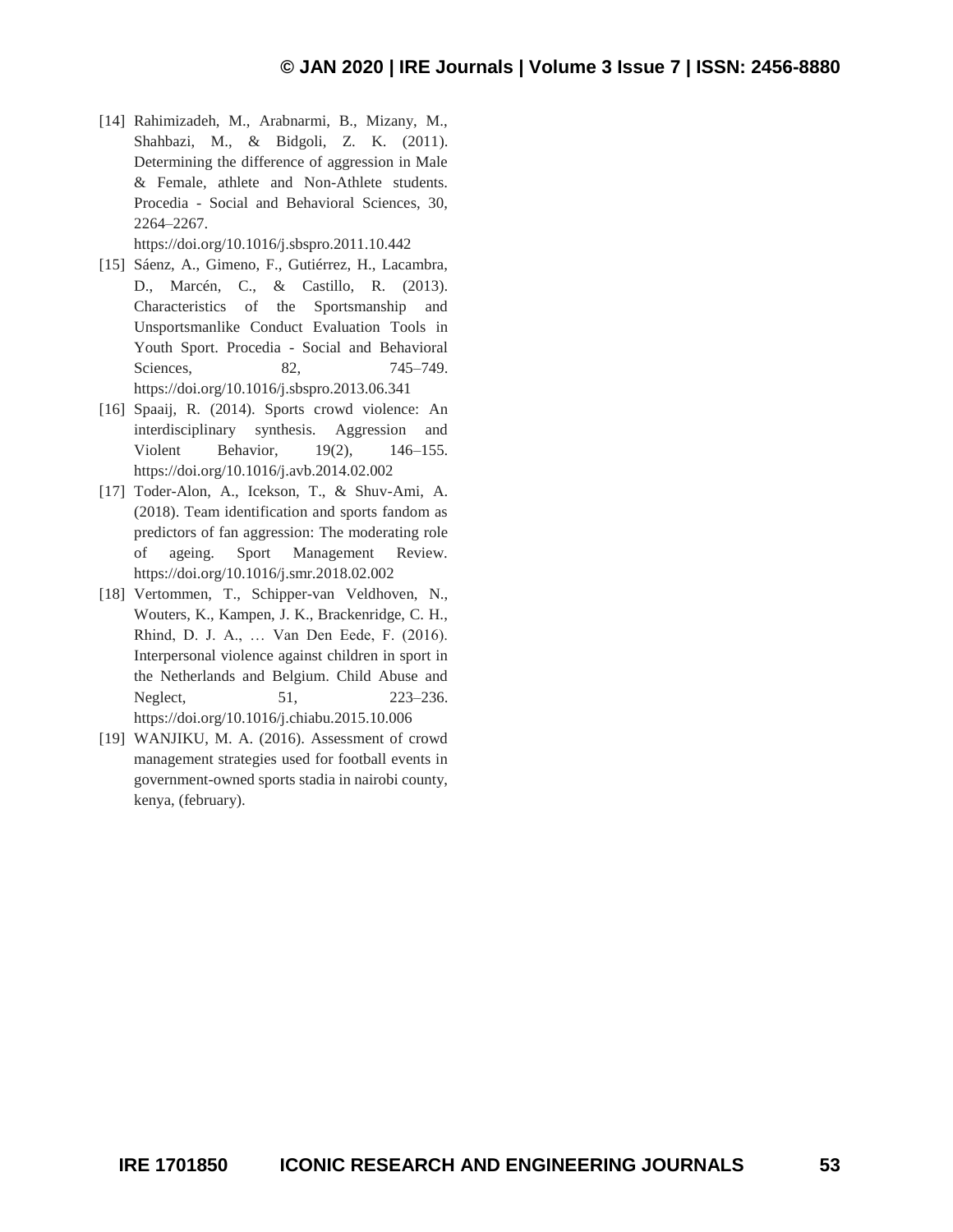[14] Rahimizadeh, M., Arabnarmi, B., Mizany, M., Shahbazi, M., & Bidgoli, Z. K. (2011). Determining the difference of aggression in Male & Female, athlete and Non-Athlete students. Procedia - Social and Behavioral Sciences, 30, 2264–2267. https://doi.org/10.1016/j.sbspro.2011.10.442

[15] Sáenz, A., Gimeno, F., Gutiérrez, H., Lacambra, D., Marcén, C., & Castillo, R. (2013). Characteristics of the Sportsmanship and Unsportsmanlike Conduct Evaluation Tools in Youth Sport. Procedia - Social and Behavioral Sciences, 82, 745–749. https://doi.org/10.1016/j.sbspro.2013.06.341

[16] Spaaij, R. (2014). Sports crowd violence: An interdisciplinary synthesis. Aggression and Violent Behavior, 19(2), 146–155. https://doi.org/10.1016/j.avb.2014.02.002

[17] Toder-Alon, A., Icekson, T., & Shuv-Ami, A. (2018). Team identification and sports fandom as predictors of fan aggression: The moderating role of ageing. Sport Management Review. https://doi.org/10.1016/j.smr.2018.02.002

[18] Vertommen, T., Schipper-van Veldhoven, N., Wouters, K., Kampen, J. K., Brackenridge, C. H., Rhind, D. J. A., … Van Den Eede, F. (2016). Interpersonal violence against children in sport in the Netherlands and Belgium. Child Abuse and Neglect, 51, 223–236. https://doi.org/10.1016/j.chiabu.2015.10.006

[19] WANJIKU, M. A. (2016). Assessment of crowd management strategies used for football events in government-owned sports stadia in nairobi county, kenya, (february).